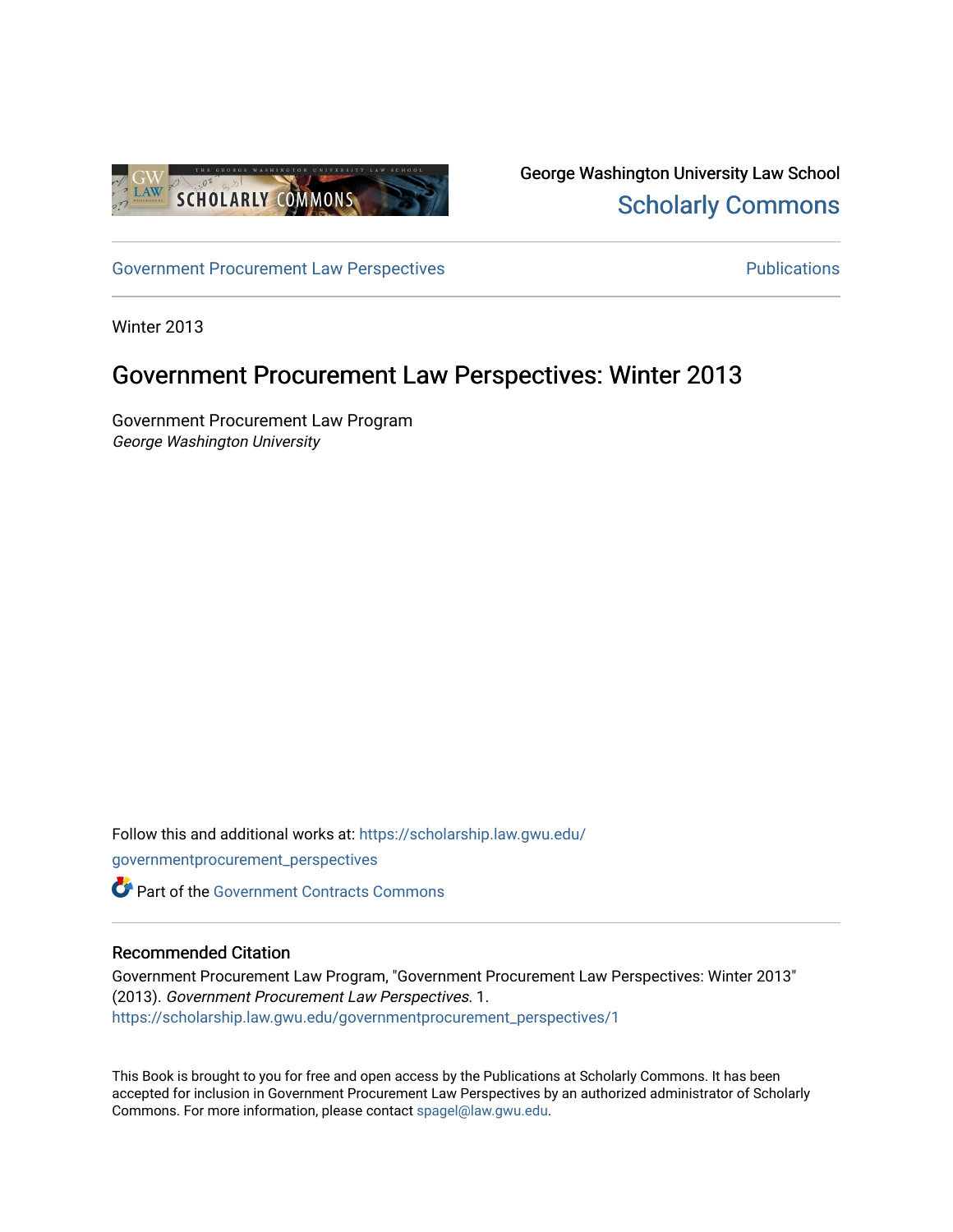George Washington University Law School
Scholarly Commons

Government Procurement Law Perspectives | Publications

Winter 2013

# Government Procurement Law Perspectives: Winter 2013

Government Procurement Law Program
*George Washington University*

Follow this and additional works at: https://scholarship.law.gwu.edu/governmentprocurement_perspectives

Part of the Government Contracts Commons

## Recommended Citation

Government Procurement Law Program, "Government Procurement Law Perspectives: Winter 2013" (2013). *Government Procurement Law Perspectives.* 1.
https://scholarship.law.gwu.edu/governmentprocurement_perspectives/1

This Book is brought to you for free and open access by the Publications at Scholarly Commons. It has been accepted for inclusion in Government Procurement Law Perspectives by an authorized administrator of Scholarly Commons. For more information, please contact spagel@law.gwu.edu.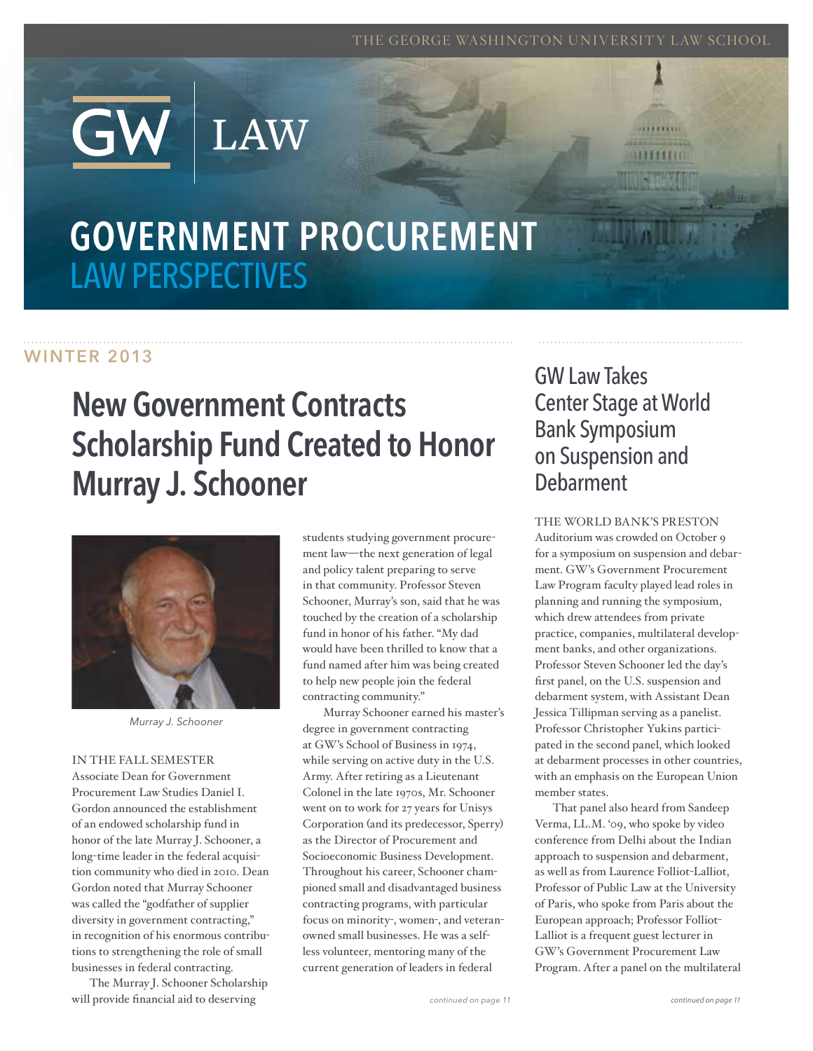# GW LAW

# GOVERNMENT PROCUREMENT LAW PERSPECTIVES

WINTER 2013

## New Government Contracts Scholarship Fund Created to Honor Murray J. Schooner

*Murray J. Schooner*

IN THE FALL SEMESTER Associate Dean for Government Procurement Law Studies Daniel I. Gordon announced the establishment of an endowed scholarship fund in honor of the late Murray J. Schooner, a long-time leader in the federal acquisition community who died in 2010. Dean Gordon noted that Murray Schooner was called the "godfather of supplier diversity in government contracting," in recognition of his enormous contributions to strengthening the role of small businesses in federal contracting.

The Murray J. Schooner Scholarship will provide financial aid to deserving students studying government procurement law—the next generation of legal and policy talent preparing to serve in that community. Professor Steven Schooner, Murray's son, said that he was touched by the creation of a scholarship fund in honor of his father. "My dad would have been thrilled to know that a fund named after him was being created to help new people join the federal contracting community."

Murray Schooner earned his master's degree in government contracting at GW's School of Business in 1974, while serving on active duty in the U.S. Army. After retiring as a Lieutenant Colonel in the late 1970s, Mr. Schooner went on to work for 27 years for Unisys Corporation (and its predecessor, Sperry) as the Director of Procurement and Socioeconomic Business Development. Throughout his career, Schooner championed small and disadvantaged business contracting programs, with particular focus on minority-, women-, and veteran-owned small businesses. He was a selfless volunteer, mentoring many of the current generation of leaders in federal

*continued on page 11*

## GW Law Takes Center Stage at World Bank Symposium on Suspension and Debarment

THE WORLD BANK'S PRESTON Auditorium was crowded on October 9 for a symposium on suspension and debarment. GW's Government Procurement Law Program faculty played lead roles in planning and running the symposium, which drew attendees from private practice, companies, multilateral development banks, and other organizations. Professor Steven Schooner led the day's first panel, on the U.S. suspension and debarment system, with Assistant Dean Jessica Tillipman serving as a panelist. Professor Christopher Yukins participated in the second panel, which looked at debarment processes in other countries, with an emphasis on the European Union member states.

That panel also heard from Sandeep Verma, LL.M. '09, who spoke by video conference from Delhi about the Indian approach to suspension and debarment, as well as from Laurence Folliot-Lalliot, Professor of Public Law at the University of Paris, who spoke from Paris about the European approach; Professor Folliot-Lalliot is a frequent guest lecturer in GW's Government Procurement Law Program. After a panel on the multilateral

*continued on page 11*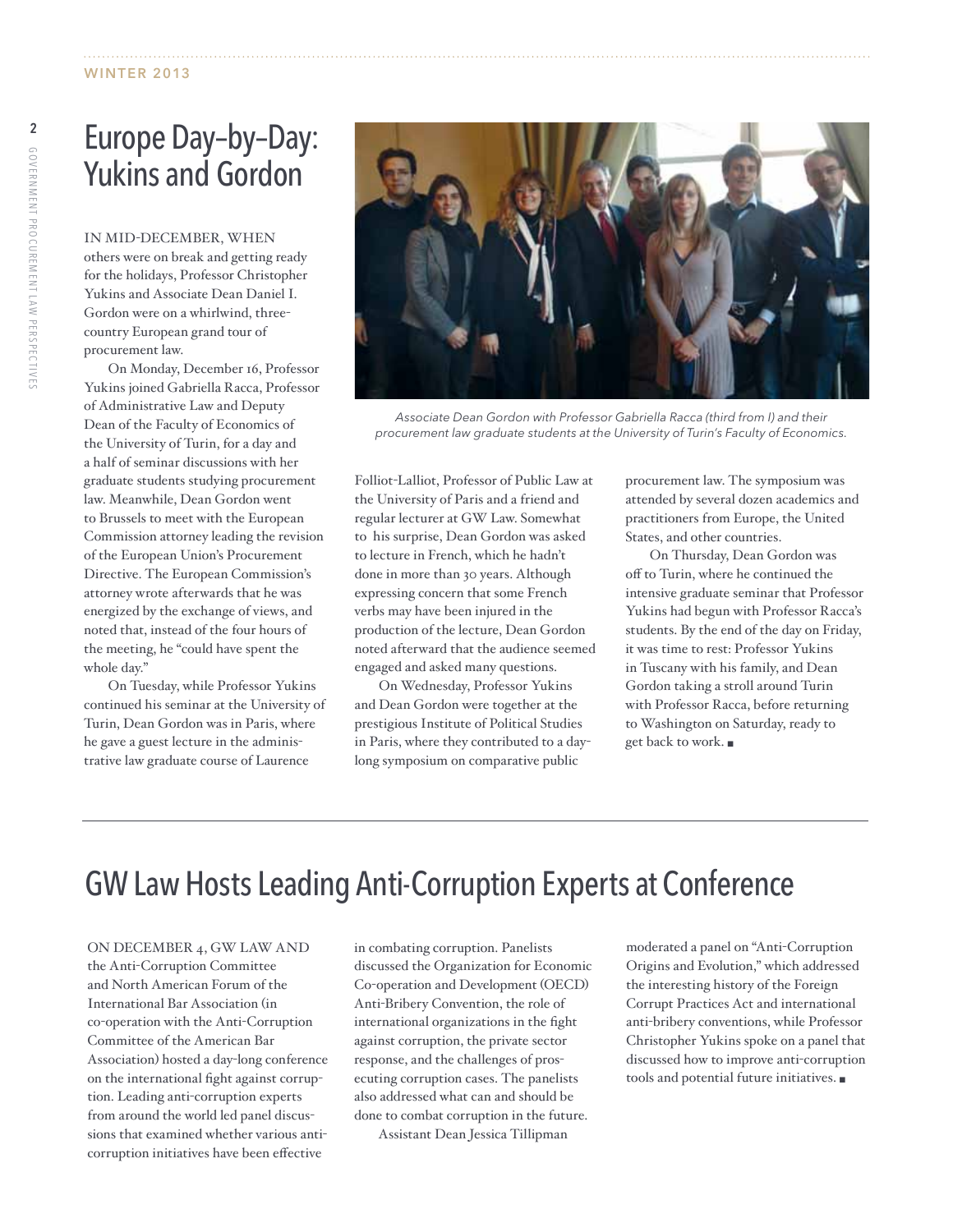# Europe Day-by-Day: Yukins and Gordon

IN MID-DECEMBER, WHEN others were on break and getting ready for the holidays, Professor Christopher Yukins and Associate Dean Daniel I. Gordon were on a whirlwind, three-country European grand tour of procurement law.

On Monday, December 16, Professor Yukins joined Gabriella Racca, Professor of Administrative Law and Deputy Dean of the Faculty of Economics of the University of Turin, for a day and a half of seminar discussions with her graduate students studying procurement law. Meanwhile, Dean Gordon went to Brussels to meet with the European Commission attorney leading the revision of the European Union's Procurement Directive. The European Commission's attorney wrote afterwards that he was energized by the exchange of views, and noted that, instead of the four hours of the meeting, he "could have spent the whole day."

On Tuesday, while Professor Yukins continued his seminar at the University of Turin, Dean Gordon was in Paris, where he gave a guest lecture in the administrative law graduate course of Laurence Folliot-Lalliot, Professor of Public Law at the University of Paris and a friend and regular lecturer at GW Law. Somewhat to his surprise, Dean Gordon was asked to lecture in French, which he hadn't done in more than 30 years. Although expressing concern that some French verbs may have been injured in the production of the lecture, Dean Gordon noted afterward that the audience seemed engaged and asked many questions.

On Wednesday, Professor Yukins and Dean Gordon were together at the prestigious Institute of Political Studies in Paris, where they contributed to a day-long symposium on comparative public procurement law. The symposium was attended by several dozen academics and practitioners from Europe, the United States, and other countries.

On Thursday, Dean Gordon was off to Turin, where he continued the intensive graduate seminar that Professor Yukins had begun with Professor Racca's students. By the end of the day on Friday, it was time to rest: Professor Yukins in Tuscany with his family, and Dean Gordon taking a stroll around Turin with Professor Racca, before returning to Washington on Saturday, ready to get back to work. ■

*Associate Dean Gordon with Professor Gabriella Racca (third from l) and their procurement law graduate students at the University of Turin's Faculty of Economics.*

# GW Law Hosts Leading Anti-Corruption Experts at Conference

ON DECEMBER 4, GW LAW AND the Anti-Corruption Committee and North American Forum of the International Bar Association (in co-operation with the Anti-Corruption Committee of the American Bar Association) hosted a day-long conference on the international fight against corruption. Leading anti-corruption experts from around the world led panel discussions that examined whether various anti-corruption initiatives have been effective in combating corruption. Panelists discussed the Organization for Economic Co-operation and Development (OECD) Anti-Bribery Convention, the role of international organizations in the fight against corruption, the private sector response, and the challenges of prosecuting corruption cases. The panelists also addressed what can and should be done to combat corruption in the future.

Assistant Dean Jessica Tillipman moderated a panel on "Anti-Corruption Origins and Evolution," which addressed the interesting history of the Foreign Corrupt Practices Act and international anti-bribery conventions, while Professor Christopher Yukins spoke on a panel that discussed how to improve anti-corruption tools and potential future initiatives. ■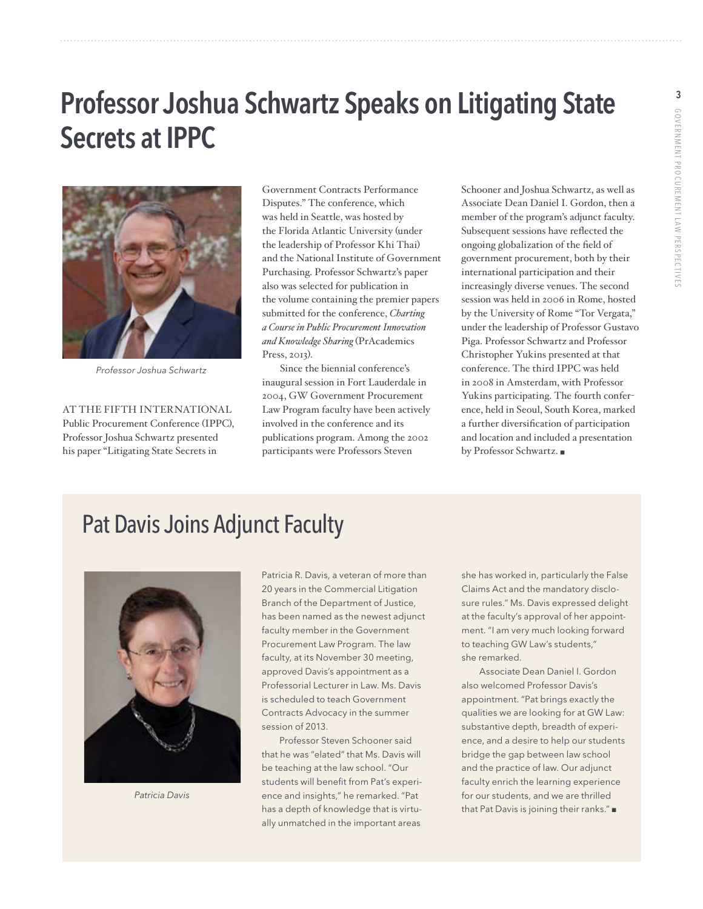# Professor Joshua Schwartz Speaks on Litigating State Secrets at IPPC

*Professor Joshua Schwartz*

AT THE FIFTH INTERNATIONAL Public Procurement Conference (IPPC), Professor Joshua Schwartz presented his paper "Litigating State Secrets in Government Contracts Performance Disputes." The conference, which was held in Seattle, was hosted by the Florida Atlantic University (under the leadership of Professor Khi Thai) and the National Institute of Government Purchasing. Professor Schwartz's paper also was selected for publication in the volume containing the premier papers submitted for the conference, *Charting a Course in Public Procurement Innovation and Knowledge Sharing* (PrAcademics Press, 2013).

Since the biennial conference's inaugural session in Fort Lauderdale in 2004, GW Government Procurement Law Program faculty have been actively involved in the conference and its publications program. Among the 2002 participants were Professors Steven Schooner and Joshua Schwartz, as well as Associate Dean Daniel I. Gordon, then a member of the program's adjunct faculty. Subsequent sessions have reflected the ongoing globalization of the field of government procurement, both by their international participation and their increasingly diverse venues. The second session was held in 2006 in Rome, hosted by the University of Rome "Tor Vergata," under the leadership of Professor Gustavo Piga. Professor Schwartz and Professor Christopher Yukins presented at that conference. The third IPPC was held in 2008 in Amsterdam, with Professor Yukins participating. The fourth conference, held in Seoul, South Korea, marked a further diversification of participation and location and included a presentation by Professor Schwartz. ■

## Pat Davis Joins Adjunct Faculty

*Patricia Davis*

Patricia R. Davis, a veteran of more than 20 years in the Commercial Litigation Branch of the Department of Justice, has been named as the newest adjunct faculty member in the Government Procurement Law Program. The law faculty, at its November 30 meeting, approved Davis's appointment as a Professorial Lecturer in Law. Ms. Davis is scheduled to teach Government Contracts Advocacy in the summer session of 2013.

Professor Steven Schooner said that he was "elated" that Ms. Davis will be teaching at the law school. "Our students will benefit from Pat's experience and insights," he remarked. "Pat has a depth of knowledge that is virtually unmatched in the important areas she has worked in, particularly the False Claims Act and the mandatory disclosure rules." Ms. Davis expressed delight at the faculty's approval of her appointment. "I am very much looking forward to teaching GW Law's students," she remarked.

Associate Dean Daniel I. Gordon also welcomed Professor Davis's appointment. "Pat brings exactly the qualities we are looking for at GW Law: substantive depth, breadth of experience, and a desire to help our students bridge the gap between law school and the practice of law. Our adjunct faculty enrich the learning experience for our students, and we are thrilled that Pat Davis is joining their ranks." ■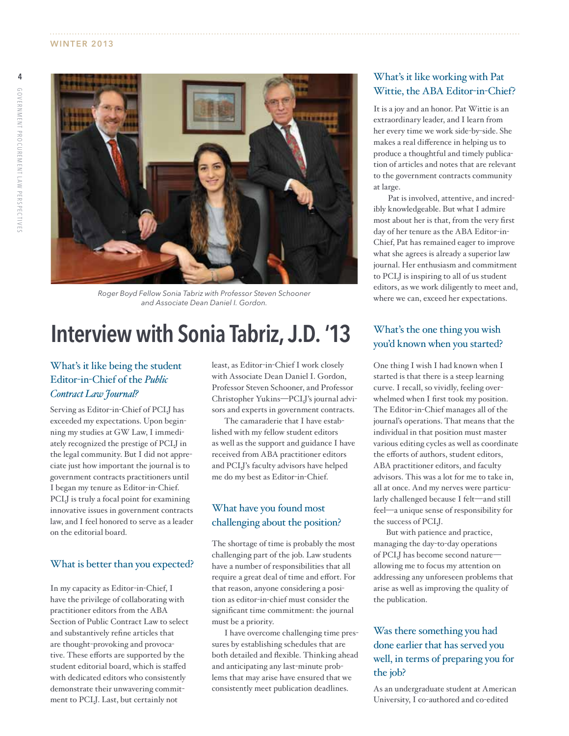Roger Boyd Fellow Sonia Tabriz with Professor Steven Schooner and Associate Dean Daniel I. Gordon.

# Interview with Sonia Tabriz, J.D. '13

## What's it like being the student Editor-in-Chief of the *Public Contract Law Journal*?

Serving as Editor-in-Chief of PCLJ has exceeded my expectations. Upon beginning my studies at GW Law, I immediately recognized the prestige of PCLJ in the legal community. But I did not appreciate just how important the journal is to government contracts practitioners until I began my tenure as Editor-in-Chief. PCLJ is truly a focal point for examining innovative issues in government contracts law, and I feel honored to serve as a leader on the editorial board.

## What is better than you expected?

In my capacity as Editor-in-Chief, I have the privilege of collaborating with practitioner editors from the ABA Section of Public Contract Law to select and substantively refine articles that are thought-provoking and provocative. These efforts are supported by the student editorial board, which is staffed with dedicated editors who consistently demonstrate their unwavering commitment to PCLJ. Last, but certainly not least, as Editor-in-Chief I work closely with Associate Dean Daniel I. Gordon, Professor Steven Schooner, and Professor Christopher Yukins—PCLJ's journal advisors and experts in government contracts.

The camaraderie that I have established with my fellow student editors as well as the support and guidance I have received from ABA practitioner editors and PCLJ's faculty advisors have helped me do my best as Editor-in-Chief.

## What have you found most challenging about the position?

The shortage of time is probably the most challenging part of the job. Law students have a number of responsibilities that all require a great deal of time and effort. For that reason, anyone considering a position as editor-in-chief must consider the significant time commitment: the journal must be a priority.

I have overcome challenging time pressures by establishing schedules that are both detailed and flexible. Thinking ahead and anticipating any last-minute problems that may arise have ensured that we consistently meet publication deadlines.

## What's it like working with Pat Wittie, the ABA Editor-in-Chief?

It is a joy and an honor. Pat Wittie is an extraordinary leader, and I learn from her every time we work side-by-side. She makes a real difference in helping us to produce a thoughtful and timely publication of articles and notes that are relevant to the government contracts community at large.

Pat is involved, attentive, and incredibly knowledgeable. But what I admire most about her is that, from the very first day of her tenure as the ABA Editor-in-Chief, Pat has remained eager to improve what she agrees is already a superior law journal. Her enthusiasm and commitment to PCLJ is inspiring to all of us student editors, as we work diligently to meet and, where we can, exceed her expectations.

## What's the one thing you wish you'd known when you started?

One thing I wish I had known when I started is that there is a steep learning curve. I recall, so vividly, feeling overwhelmed when I first took my position. The Editor-in-Chief manages all of the journal's operations. That means that the individual in that position must master various editing cycles as well as coordinate the efforts of authors, student editors, ABA practitioner editors, and faculty advisors. This was a lot for me to take in, all at once. And my nerves were particularly challenged because I felt—and still feel—a unique sense of responsibility for the success of PCLJ.

But with patience and practice, managing the day-to-day operations of PCLJ has become second nature—allowing me to focus my attention on addressing any unforeseen problems that arise as well as improving the quality of the publication.

## Was there something you had done earlier that has served you well, in terms of preparing you for the job?

As an undergraduate student at American University, I co-authored and co-edited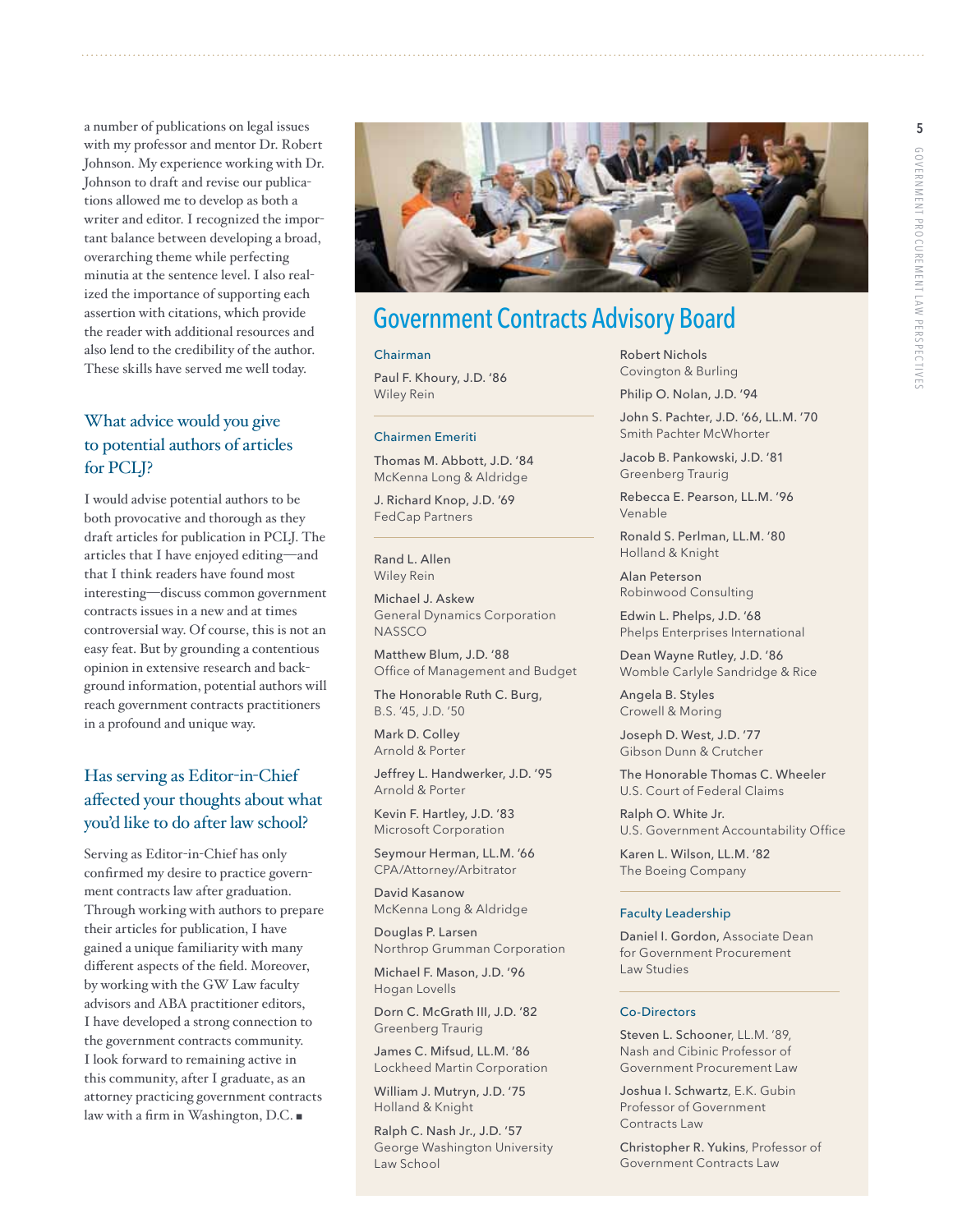a number of publications on legal issues with my professor and mentor Dr. Robert Johnson. My experience working with Dr. Johnson to draft and revise our publications allowed me to develop as both a writer and editor. I recognized the important balance between developing a broad, overarching theme while perfecting minutia at the sentence level. I also realized the importance of supporting each assertion with citations, which provide the reader with additional resources and also lend to the credibility of the author. These skills have served me well today.

### What advice would you give to potential authors of articles for PCLJ?

I would advise potential authors to be both provocative and thorough as they draft articles for publication in PCLJ. The articles that I have enjoyed editing—and that I think readers have found most interesting—discuss common government contracts issues in a new and at times controversial way. Of course, this is not an easy feat. But by grounding a contentious opinion in extensive research and background information, potential authors will reach government contracts practitioners in a profound and unique way.

### Has serving as Editor-in-Chief affected your thoughts about what you'd like to do after law school?

Serving as Editor-in-Chief has only confirmed my desire to practice government contracts law after graduation. Through working with authors to prepare their articles for publication, I have gained a unique familiarity with many different aspects of the field. Moreover, by working with the GW Law faculty advisors and ABA practitioner editors, I have developed a strong connection to the government contracts community. I look forward to remaining active in this community, after I graduate, as an attorney practicing government contracts law with a firm in Washington, D.C. ■

## Government Contracts Advisory Board

**Chairman**

Paul F. Khoury, J.D. '86
Wiley Rein

**Chairmen Emeriti**

Thomas M. Abbott, J.D. '84
McKenna Long & Aldridge

J. Richard Knop, J.D. '69
FedCap Partners

Rand L. Allen
Wiley Rein

Michael J. Askew
General Dynamics Corporation
NASSCO

Matthew Blum, J.D. '88
Office of Management and Budget

The Honorable Ruth C. Burg,
B.S. '45, J.D. '50

Mark D. Colley
Arnold & Porter

Jeffrey L. Handwerker, J.D. '95
Arnold & Porter

Kevin F. Hartley, J.D. '83
Microsoft Corporation

Seymour Herman, LL.M. '66
CPA/Attorney/Arbitrator

David Kasanow
McKenna Long & Aldridge

Douglas P. Larsen
Northrop Grumman Corporation

Michael F. Mason, J.D. '96
Hogan Lovells

Dorn C. McGrath III, J.D. '82
Greenberg Traurig

James C. Mifsud, LL.M. '86
Lockheed Martin Corporation

William J. Mutryn, J.D. '75
Holland & Knight

Ralph C. Nash Jr., J.D. '57
George Washington University Law School

Robert Nichols
Covington & Burling

Philip O. Nolan, J.D. '94

John S. Pachter, J.D. '66, LL.M. '70
Smith Pachter McWhorter

Jacob B. Pankowski, J.D. '81
Greenberg Traurig

Rebecca E. Pearson, LL.M. '96
Venable

Ronald S. Perlman, LL.M. '80
Holland & Knight

Alan Peterson
Robinwood Consulting

Edwin L. Phelps, J.D. '68
Phelps Enterprises International

Dean Wayne Rutley, J.D. '86
Womble Carlyle Sandridge & Rice

Angela B. Styles
Crowell & Moring

Joseph D. West, J.D. '77
Gibson Dunn & Crutcher

The Honorable Thomas C. Wheeler
U.S. Court of Federal Claims

Ralph O. White Jr.
U.S. Government Accountability Office

Karen L. Wilson, LL.M. '82
The Boeing Company

**Faculty Leadership**

Daniel I. Gordon, Associate Dean for Government Procurement Law Studies

**Co-Directors**

Steven L. Schooner, LL.M. '89, Nash and Cibinic Professor of Government Procurement Law

Joshua I. Schwartz, E.K. Gubin Professor of Government Contracts Law

Christopher R. Yukins, Professor of Government Contracts Law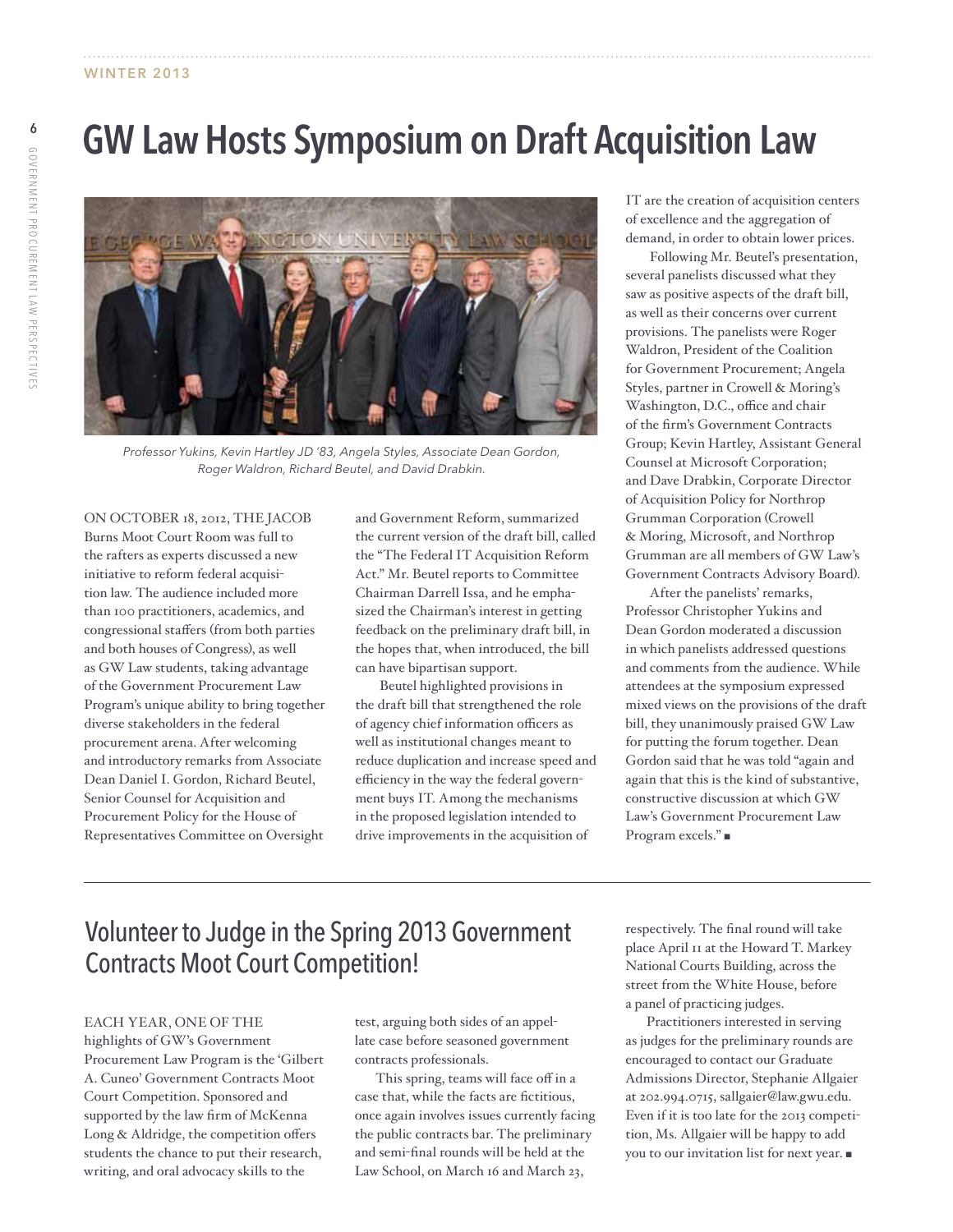# GW Law Hosts Symposium on Draft Acquisition Law

*Professor Yukins, Kevin Hartley JD '83, Angela Styles, Associate Dean Gordon, Roger Waldron, Richard Beutel, and David Drabkin.*

ON OCTOBER 18, 2012, THE JACOB Burns Moot Court Room was full to the rafters as experts discussed a new initiative to reform federal acquisition law. The audience included more than 100 practitioners, academics, and congressional staffers (from both parties and both houses of Congress), as well as GW Law students, taking advantage of the Government Procurement Law Program's unique ability to bring together diverse stakeholders in the federal procurement arena. After welcoming and introductory remarks from Associate Dean Daniel I. Gordon, Richard Beutel, Senior Counsel for Acquisition and Procurement Policy for the House of Representatives Committee on Oversight and Government Reform, summarized the current version of the draft bill, called the "The Federal IT Acquisition Reform Act." Mr. Beutel reports to Committee Chairman Darrell Issa, and he emphasized the Chairman's interest in getting feedback on the preliminary draft bill, in the hopes that, when introduced, the bill can have bipartisan support.

Beutel highlighted provisions in the draft bill that strengthened the role of agency chief information officers as well as institutional changes meant to reduce duplication and increase speed and efficiency in the way the federal government buys IT. Among the mechanisms in the proposed legislation intended to drive improvements in the acquisition of IT are the creation of acquisition centers of excellence and the aggregation of demand, in order to obtain lower prices.

Following Mr. Beutel's presentation, several panelists discussed what they saw as positive aspects of the draft bill, as well as their concerns over current provisions. The panelists were Roger Waldron, President of the Coalition for Government Procurement; Angela Styles, partner in Crowell & Moring's Washington, D.C., office and chair of the firm's Government Contracts Group; Kevin Hartley, Assistant General Counsel at Microsoft Corporation; and Dave Drabkin, Corporate Director of Acquisition Policy for Northrop Grumman Corporation (Crowell & Moring, Microsoft, and Northrop Grumman are all members of GW Law's Government Contracts Advisory Board).

After the panelists' remarks, Professor Christopher Yukins and Dean Gordon moderated a discussion in which panelists addressed questions and comments from the audience. While attendees at the symposium expressed mixed views on the provisions of the draft bill, they unanimously praised GW Law for putting the forum together. Dean Gordon said that he was told "again and again that this is the kind of substantive, constructive discussion at which GW Law's Government Procurement Law Program excels." ■

---

## Volunteer to Judge in the Spring 2013 Government Contracts Moot Court Competition!

EACH YEAR, ONE OF THE highlights of GW's Government Procurement Law Program is the 'Gilbert A. Cuneo' Government Contracts Moot Court Competition. Sponsored and supported by the law firm of McKenna Long & Aldridge, the competition offers students the chance to put their research, writing, and oral advocacy skills to the test, arguing both sides of an appellate case before seasoned government contracts professionals.

This spring, teams will face off in a case that, while the facts are fictitious, once again involves issues currently facing the public contracts bar. The preliminary and semi-final rounds will be held at the Law School, on March 16 and March 23, respectively. The final round will take place April 11 at the Howard T. Markey National Courts Building, across the street from the White House, before a panel of practicing judges.

Practitioners interested in serving as judges for the preliminary rounds are encouraged to contact our Graduate Admissions Director, Stephanie Allgaier at 202.994.0715, sallgaier@law.gwu.edu. Even if it is too late for the 2013 competition, Ms. Allgaier will be happy to add you to our invitation list for next year. ■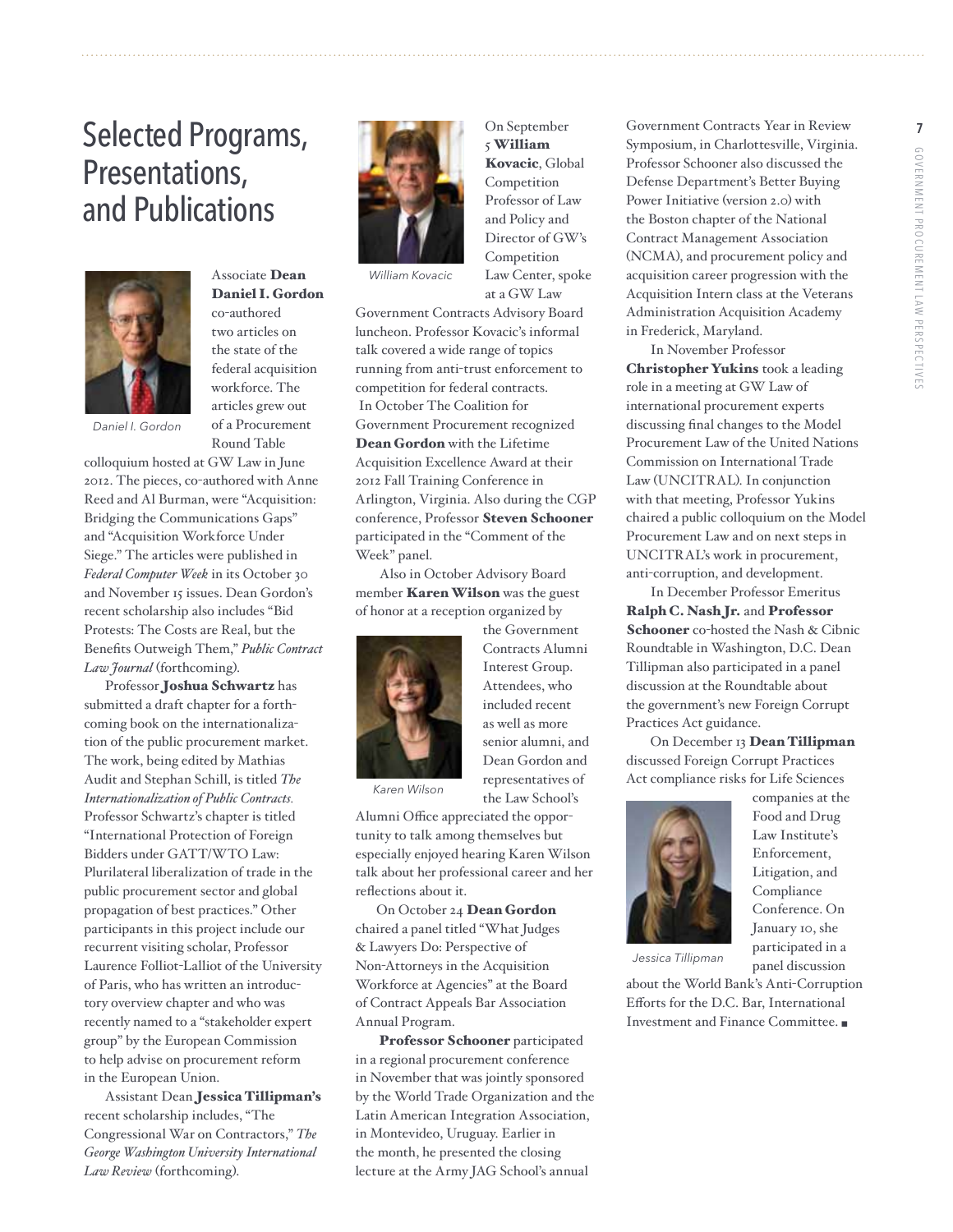# Selected Programs, Presentations, and Publications

Daniel I. Gordon

Associate **Dean Daniel I. Gordon** co-authored two articles on the state of the federal acquisition workforce. The articles grew out of a Procurement Round Table colloquium hosted at GW Law in June 2012. The pieces, co-authored with Anne Reed and Al Burman, were "Acquisition: Bridging the Communications Gaps" and "Acquisition Workforce Under Siege." The articles were published in *Federal Computer Week* in its October 30 and November 15 issues. Dean Gordon's recent scholarship also includes "Bid Protests: The Costs are Real, but the Benefits Outweigh Them," *Public Contract Law Journal* (forthcoming).

Professor **Joshua Schwartz** has submitted a draft chapter for a forthcoming book on the internationalization of the public procurement market. The work, being edited by Mathias Audit and Stephan Schill, is titled *The Internationalization of Public Contracts.* Professor Schwartz's chapter is titled "International Protection of Foreign Bidders under GATT/WTO Law: Plurilateral liberalization of trade in the public procurement sector and global propagation of best practices." Other participants in this project include our recurrent visiting scholar, Professor Laurence Folliot-Lalliot of the University of Paris, who has written an introductory overview chapter and who was recently named to a "stakeholder expert group" by the European Commission to help advise on procurement reform in the European Union.

Assistant Dean **Jessica Tillipman's** recent scholarship includes, "The Congressional War on Contractors," *The George Washington University International Law Review* (forthcoming).

William Kovacic

On September 5 **William Kovacic**, Global Competition Professor of Law and Policy and Director of GW's Competition Law Center, spoke at a GW Law Government Contracts Advisory Board luncheon. Professor Kovacic's informal talk covered a wide range of topics running from anti-trust enforcement to competition for federal contracts.

In October The Coalition for Government Procurement recognized **Dean Gordon** with the Lifetime Acquisition Excellence Award at their 2012 Fall Training Conference in Arlington, Virginia. Also during the CGP conference, Professor **Steven Schooner** participated in the "Comment of the Week" panel.

Also in October Advisory Board member **Karen Wilson** was the guest of honor at a reception organized by the Government Contracts Alumni Interest Group. Attendees, who included recent as well as more senior alumni, and Dean Gordon and representatives of the Law School's Alumni Office appreciated the opportunity to talk among themselves but especially enjoyed hearing Karen Wilson talk about her professional career and her reflections about it.

Karen Wilson

On October 24 **Dean Gordon** chaired a panel titled "What Judges & Lawyers Do: Perspective of Non-Attorneys in the Acquisition Workforce at Agencies" at the Board of Contract Appeals Bar Association Annual Program.

**Professor Schooner** participated in a regional procurement conference in November that was jointly sponsored by the World Trade Organization and the Latin American Integration Association, in Montevideo, Uruguay. Earlier in the month, he presented the closing lecture at the Army JAG School's annual Government Contracts Year in Review Symposium, in Charlottesville, Virginia. Professor Schooner also discussed the Defense Department's Better Buying Power Initiative (version 2.0) with the Boston chapter of the National Contract Management Association (NCMA), and procurement policy and acquisition career progression with the Acquisition Intern class at the Veterans Administration Acquisition Academy in Frederick, Maryland.

In November Professor **Christopher Yukins** took a leading role in a meeting at GW Law of international procurement experts discussing final changes to the Model Procurement Law of the United Nations Commission on International Trade Law (UNCITRAL). In conjunction with that meeting, Professor Yukins chaired a public colloquium on the Model Procurement Law and on next steps in UNCITRAL's work in procurement, anti-corruption, and development.

In December Professor Emeritus **Ralph C. Nash Jr.** and **Professor Schooner** co-hosted the Nash & Cibnic Roundtable in Washington, D.C. Dean Tillipman also participated in a panel discussion at the Roundtable about the government's new Foreign Corrupt Practices Act guidance.

On December 13 **Dean Tillipman** discussed Foreign Corrupt Practices Act compliance risks for Life Sciences companies at the Food and Drug Law Institute's Enforcement, Litigation, and Compliance Conference. On January 10, she participated in a panel discussion about the World Bank's Anti-Corruption Efforts for the D.C. Bar, International Investment and Finance Committee. ■

Jessica Tillipman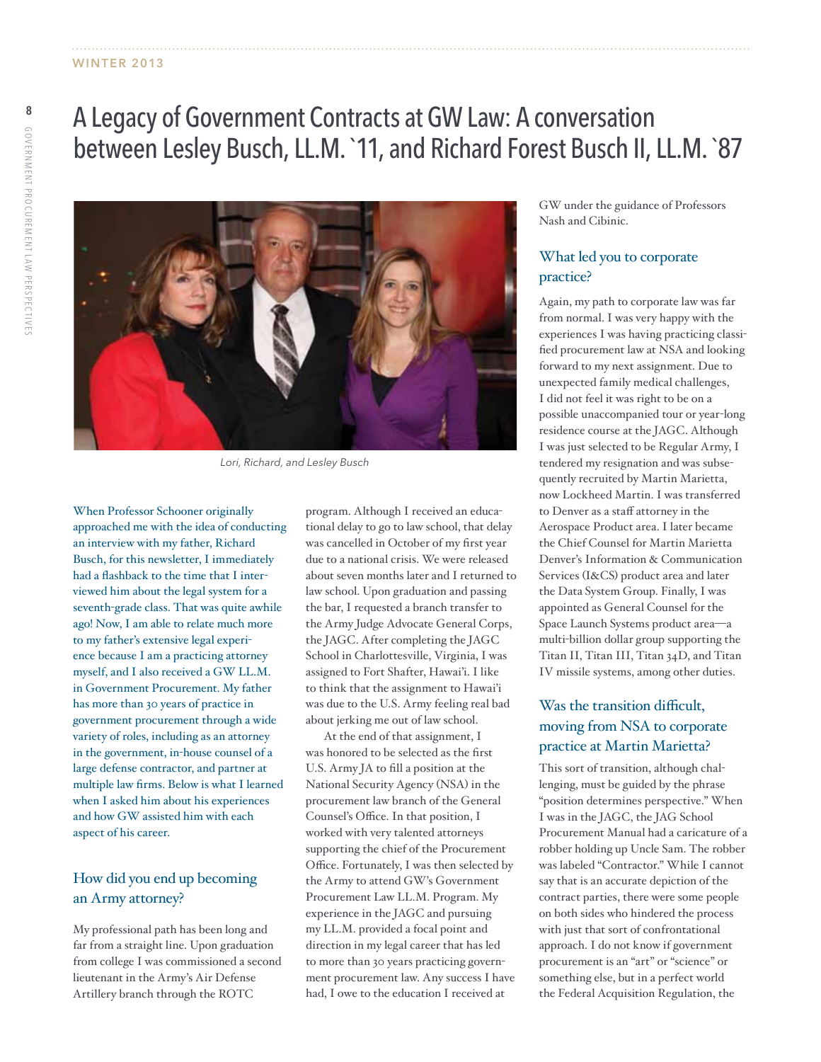# A Legacy of Government Contracts at GW Law: A conversation between Lesley Busch, LL.M. `11, and Richard Forest Busch II, LL.M. `87

Lori, Richard, and Lesley Busch

When Professor Schooner originally approached me with the idea of conducting an interview with my father, Richard Busch, for this newsletter, I immediately had a flashback to the time that I interviewed him about the legal system for a seventh-grade class. That was quite awhile ago! Now, I am able to relate much more to my father's extensive legal experience because I am a practicing attorney myself, and I also received a GW LL.M. in Government Procurement. My father has more than 30 years of practice in government procurement through a wide variety of roles, including as an attorney in the government, in-house counsel of a large defense contractor, and partner at multiple law firms. Below is what I learned when I asked him about his experiences and how GW assisted him with each aspect of his career.

## How did you end up becoming an Army attorney?

My professional path has been long and far from a straight line. Upon graduation from college I was commissioned a second lieutenant in the Army's Air Defense Artillery branch through the ROTC program. Although I received an educational delay to go to law school, that delay was cancelled in October of my first year due to a national crisis. We were released about seven months later and I returned to law school. Upon graduation and passing the bar, I requested a branch transfer to the Army Judge Advocate General Corps, the JAGC. After completing the JAGC School in Charlottesville, Virginia, I was assigned to Fort Shafter, Hawai'i. I like to think that the assignment to Hawai'i was due to the U.S. Army feeling real bad about jerking me out of law school.

At the end of that assignment, I was honored to be selected as the first U.S. Army JA to fill a position at the National Security Agency (NSA) in the procurement law branch of the General Counsel's Office. In that position, I worked with very talented attorneys supporting the chief of the Procurement Office. Fortunately, I was then selected by the Army to attend GW's Government Procurement Law LL.M. Program. My experience in the JAGC and pursuing my LL.M. provided a focal point and direction in my legal career that has led to more than 30 years practicing government procurement law. Any success I have had, I owe to the education I received at GW under the guidance of Professors Nash and Cibinic.

## What led you to corporate practice?

Again, my path to corporate law was far from normal. I was very happy with the experiences I was having practicing classified procurement law at NSA and looking forward to my next assignment. Due to unexpected family medical challenges, I did not feel it was right to be on a possible unaccompanied tour or year-long residence course at the JAGC. Although I was just selected to be Regular Army, I tendered my resignation and was subsequently recruited by Martin Marietta, now Lockheed Martin. I was transferred to Denver as a staff attorney in the Aerospace Product area. I later became the Chief Counsel for Martin Marietta Denver's Information & Communication Services (I&CS) product area and later the Data System Group. Finally, I was appointed as General Counsel for the Space Launch Systems product area—a multi-billion dollar group supporting the Titan II, Titan III, Titan 34D, and Titan IV missile systems, among other duties.

## Was the transition difficult, moving from NSA to corporate practice at Martin Marietta?

This sort of transition, although challenging, must be guided by the phrase "position determines perspective." When I was in the JAGC, the JAG School Procurement Manual had a caricature of a robber holding up Uncle Sam. The robber was labeled "Contractor." While I cannot say that is an accurate depiction of the contract parties, there were some people on both sides who hindered the process with just that sort of confrontational approach. I do not know if government procurement is an "art" or "science" or something else, but in a perfect world the Federal Acquisition Regulation, the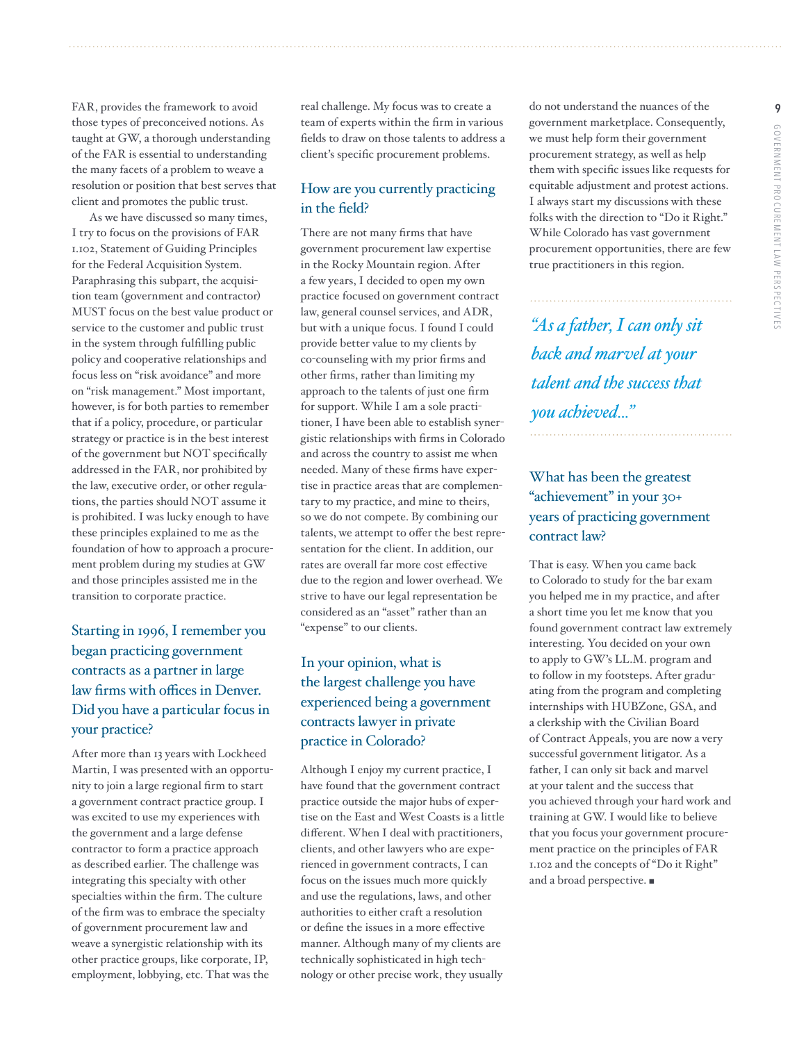FAR, provides the framework to avoid those types of preconceived notions. As taught at GW, a thorough understanding of the FAR is essential to understanding the many facets of a problem to weave a resolution or position that best serves that client and promotes the public trust.

As we have discussed so many times, I try to focus on the provisions of FAR 1.102, Statement of Guiding Principles for the Federal Acquisition System. Paraphrasing this subpart, the acquisition team (government and contractor) MUST focus on the best value product or service to the customer and public trust in the system through fulfilling public policy and cooperative relationships and focus less on "risk avoidance" and more on "risk management." Most important, however, is for both parties to remember that if a policy, procedure, or particular strategy or practice is in the best interest of the government but NOT specifically addressed in the FAR, nor prohibited by the law, executive order, or other regulations, the parties should NOT assume it is prohibited. I was lucky enough to have these principles explained to me as the foundation of how to approach a procurement problem during my studies at GW and those principles assisted me in the transition to corporate practice.

## Starting in 1996, I remember you began practicing government contracts as a partner in large law firms with offices in Denver. Did you have a particular focus in your practice?

After more than 13 years with Lockheed Martin, I was presented with an opportunity to join a large regional firm to start a government contract practice group. I was excited to use my experiences with the government and a large defense contractor to form a practice approach as described earlier. The challenge was integrating this specialty with other specialties within the firm. The culture of the firm was to embrace the specialty of government procurement law and weave a synergistic relationship with its other practice groups, like corporate, IP, employment, lobbying, etc. That was the real challenge. My focus was to create a team of experts within the firm in various fields to draw on those talents to address a client's specific procurement problems.

## How are you currently practicing in the field?

There are not many firms that have government procurement law expertise in the Rocky Mountain region. After a few years, I decided to open my own practice focused on government contract law, general counsel services, and ADR, but with a unique focus. I found I could provide better value to my clients by co-counseling with my prior firms and other firms, rather than limiting my approach to the talents of just one firm for support. While I am a sole practitioner, I have been able to establish synergistic relationships with firms in Colorado and across the country to assist me when needed. Many of these firms have expertise in practice areas that are complementary to my practice, and mine to theirs, so we do not compete. By combining our talents, we attempt to offer the best representation for the client. In addition, our rates are overall far more cost effective due to the region and lower overhead. We strive to have our legal representation be considered as an "asset" rather than an "expense" to our clients.

## In your opinion, what is the largest challenge you have experienced being a government contracts lawyer in private practice in Colorado?

Although I enjoy my current practice, I have found that the government contract practice outside the major hubs of expertise on the East and West Coasts is a little different. When I deal with practitioners, clients, and other lawyers who are experienced in government contracts, I can focus on the issues much more quickly and use the regulations, laws, and other authorities to either craft a resolution or define the issues in a more effective manner. Although many of my clients are technically sophisticated in high technology or other precise work, they usually do not understand the nuances of the government marketplace. Consequently, we must help form their government procurement strategy, as well as help them with specific issues like requests for equitable adjustment and protest actions. I always start my discussions with these folks with the direction to "Do it Right." While Colorado has vast government procurement opportunities, there are few true practitioners in this region.

*"As a father, I can only sit back and marvel at your talent and the success that you achieved..."*

## What has been the greatest "achievement" in your 30+ years of practicing government contract law?

That is easy. When you came back to Colorado to study for the bar exam you helped me in my practice, and after a short time you let me know that you found government contract law extremely interesting. You decided on your own to apply to GW's LL.M. program and to follow in my footsteps. After graduating from the program and completing internships with HUBZone, GSA, and a clerkship with the Civilian Board of Contract Appeals, you are now a very successful government litigator. As a father, I can only sit back and marvel at your talent and the success that you achieved through your hard work and training at GW. I would like to believe that you focus your government procurement practice on the principles of FAR 1.102 and the concepts of "Do it Right" and a broad perspective. ■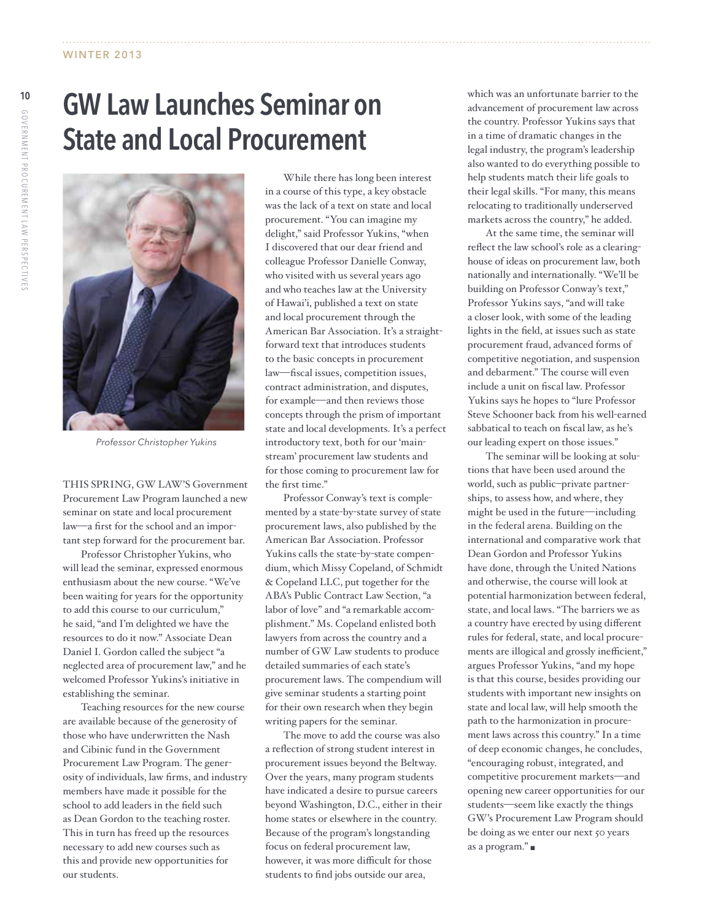# GW Law Launches Seminar on State and Local Procurement

*Professor Christopher Yukins*

THIS SPRING, GW LAW'S Government Procurement Law Program launched a new seminar on state and local procurement law—a first for the school and an important step forward for the procurement bar.

Professor Christopher Yukins, who will lead the seminar, expressed enormous enthusiasm about the new course. "We've been waiting for years for the opportunity to add this course to our curriculum," he said, "and I'm delighted we have the resources to do it now." Associate Dean Daniel I. Gordon called the subject "a neglected area of procurement law," and he welcomed Professor Yukins's initiative in establishing the seminar.

Teaching resources for the new course are available because of the generosity of those who have underwritten the Nash and Cibinic fund in the Government Procurement Law Program. The generosity of individuals, law firms, and industry members have made it possible for the school to add leaders in the field such as Dean Gordon to the teaching roster. This in turn has freed up the resources necessary to add new courses such as this and provide new opportunities for our students.

While there has long been interest in a course of this type, a key obstacle was the lack of a text on state and local procurement. "You can imagine my delight," said Professor Yukins, "when I discovered that our dear friend and colleague Professor Danielle Conway, who visited with us several years ago and who teaches law at the University of Hawai'i, published a text on state and local procurement through the American Bar Association. It's a straightforward text that introduces students to the basic concepts in procurement law—fiscal issues, competition issues, contract administration, and disputes, for example—and then reviews those concepts through the prism of important state and local developments. It's a perfect introductory text, both for our 'mainstream' procurement law students and for those coming to procurement law for the first time."

Professor Conway's text is complemented by a state-by-state survey of state procurement laws, also published by the American Bar Association. Professor Yukins calls the state-by-state compendium, which Missy Copeland, of Schmidt & Copeland LLC, put together for the ABA's Public Contract Law Section, "a labor of love" and "a remarkable accomplishment." Ms. Copeland enlisted both lawyers from across the country and a number of GW Law students to produce detailed summaries of each state's procurement laws. The compendium will give seminar students a starting point for their own research when they begin writing papers for the seminar.

The move to add the course was also a reflection of strong student interest in procurement issues beyond the Beltway. Over the years, many program students have indicated a desire to pursue careers beyond Washington, D.C., either in their home states or elsewhere in the country. Because of the program's longstanding focus on federal procurement law, however, it was more difficult for those students to find jobs outside our area, which was an unfortunate barrier to the advancement of procurement law across the country. Professor Yukins says that in a time of dramatic changes in the legal industry, the program's leadership also wanted to do everything possible to help students match their life goals to their legal skills. "For many, this means relocating to traditionally underserved markets across the country," he added.

At the same time, the seminar will reflect the law school's role as a clearinghouse of ideas on procurement law, both nationally and internationally. "We'll be building on Professor Conway's text," Professor Yukins says, "and will take a closer look, with some of the leading lights in the field, at issues such as state procurement fraud, advanced forms of competitive negotiation, and suspension and debarment." The course will even include a unit on fiscal law. Professor Yukins says he hopes to "lure Professor Steve Schooner back from his well-earned sabbatical to teach on fiscal law, as he's our leading expert on those issues."

The seminar will be looking at solutions that have been used around the world, such as public–private partnerships, to assess how, and where, they might be used in the future—including in the federal arena. Building on the international and comparative work that Dean Gordon and Professor Yukins have done, through the United Nations and otherwise, the course will look at potential harmonization between federal, state, and local laws. "The barriers we as a country have erected by using different rules for federal, state, and local procurements are illogical and grossly inefficient," argues Professor Yukins, "and my hope is that this course, besides providing our students with important new insights on state and local law, will help smooth the path to the harmonization in procurement laws across this country." In a time of deep economic changes, he concludes, "encouraging robust, integrated, and competitive procurement markets—and opening new career opportunities for our students—seem like exactly the things GW's Procurement Law Program should be doing as we enter our next 50 years as a program." ■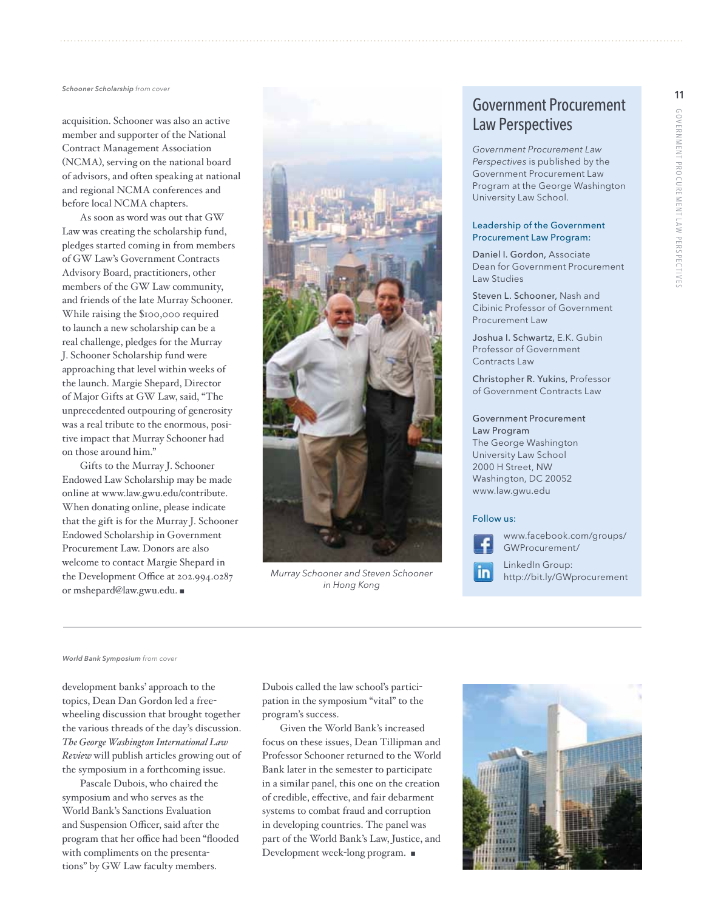*Schooner Scholarship from cover*

acquisition. Schooner was also an active member and supporter of the National Contract Management Association (NCMA), serving on the national board of advisors, and often speaking at national and regional NCMA conferences and before local NCMA chapters.

As soon as word was out that GW Law was creating the scholarship fund, pledges started coming in from members of GW Law's Government Contracts Advisory Board, practitioners, other members of the GW Law community, and friends of the late Murray Schooner. While raising the $100,000 required to launch a new scholarship can be a real challenge, pledges for the Murray J. Schooner Scholarship fund were approaching that level within weeks of the launch. Margie Shepard, Director of Major Gifts at GW Law, said, "The unprecedented outpouring of generosity was a real tribute to the enormous, positive impact that Murray Schooner had on those around him."

Gifts to the Murray J. Schooner Endowed Law Scholarship may be made online at www.law.gwu.edu/contribute. When donating online, please indicate that the gift is for the Murray J. Schooner Endowed Scholarship in Government Procurement Law. Donors are also welcome to contact Margie Shepard in the Development Office at 202.994.0287 or mshepard@law.gwu.edu. ■

*Murray Schooner and Steven Schooner in Hong Kong*

## Government Procurement Law Perspectives

*Government Procurement Law Perspectives* is published by the Government Procurement Law Program at the George Washington University Law School.

**Leadership of the Government Procurement Law Program:**

**Daniel I. Gordon,** Associate Dean for Government Procurement Law Studies

**Steven L. Schooner,** Nash and Cibinic Professor of Government Procurement Law

**Joshua I. Schwartz,** E.K. Gubin Professor of Government Contracts Law

**Christopher R. Yukins,** Professor of Government Contracts Law

**Government Procurement Law Program**
The George Washington University Law School
2000 H Street, NW
Washington, DC 20052
www.law.gwu.edu

**Follow us:**

www.facebook.com/groups/GWProcurement/

LinkedIn Group:
http://bit.ly/GWprocurement

*World Bank Symposium from cover*

development banks' approach to the topics, Dean Dan Gordon led a free-wheeling discussion that brought together the various threads of the day's discussion. *The George Washington International Law Review* will publish articles growing out of the symposium in a forthcoming issue.

Pascale Dubois, who chaired the symposium and who serves as the World Bank's Sanctions Evaluation and Suspension Officer, said after the program that her office had been "flooded with compliments on the presentations" by GW Law faculty members. Dubois called the law school's participation in the symposium "vital" to the program's success.

Given the World Bank's increased focus on these issues, Dean Tillipman and Professor Schooner returned to the World Bank later in the semester to participate in a similar panel, this one on the creation of credible, effective, and fair debarment systems to combat fraud and corruption in developing countries. The panel was part of the World Bank's Law, Justice, and Development week-long program. ■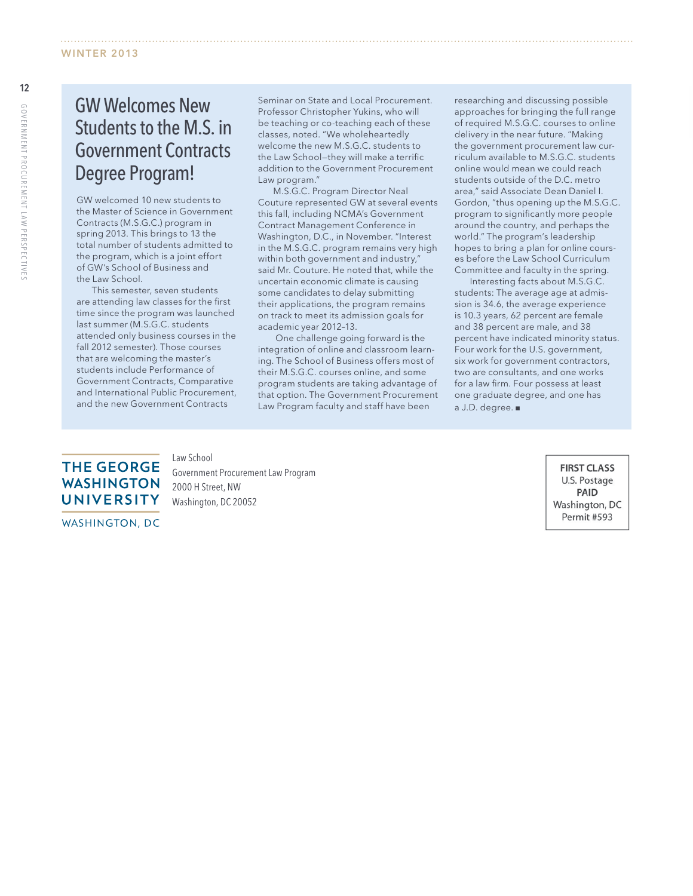# GW Welcomes New Students to the M.S. in Government Contracts Degree Program!

GW welcomed 10 new students to the Master of Science in Government Contracts (M.S.G.C.) program in spring 2013. This brings to 13 the total number of students admitted to the program, which is a joint effort of GW's School of Business and the Law School.

This semester, seven students are attending law classes for the first time since the program was launched last summer (M.S.G.C. students attended only business courses in the fall 2012 semester). Those courses that are welcoming the master's students include Performance of Government Contracts, Comparative and International Public Procurement, and the new Government Contracts Seminar on State and Local Procurement. Professor Christopher Yukins, who will be teaching or co-teaching each of these classes, noted. "We wholeheartedly welcome the new M.S.G.C. students to the Law School—they will make a terrific addition to the Government Procurement Law program."

M.S.G.C. Program Director Neal Couture represented GW at several events this fall, including NCMA's Government Contract Management Conference in Washington, D.C., in November. "Interest in the M.S.G.C. program remains very high within both government and industry," said Mr. Couture. He noted that, while the uncertain economic climate is causing some candidates to delay submitting their applications, the program remains on track to meet its admission goals for academic year 2012–13.

One challenge going forward is the integration of online and classroom learning. The School of Business offers most of their M.S.G.C. courses online, and some program students are taking advantage of that option. The Government Procurement Law Program faculty and staff have been researching and discussing possible approaches for bringing the full range of required M.S.G.C. courses to online delivery in the near future. "Making the government procurement law curriculum available to M.S.G.C. students online would mean we could reach students outside of the D.C. metro area," said Associate Dean Daniel I. Gordon, "thus opening up the M.S.G.C. program to significantly more people around the country, and perhaps the world." The program's leadership hopes to bring a plan for online courses before the Law School Curriculum Committee and faculty in the spring.

Interesting facts about M.S.G.C. students: The average age at admission is 34.6, the average experience is 10.3 years, 62 percent are female and 38 percent are male, and 38 percent have indicated minority status. Four work for the U.S. government, six work for government contractors, two are consultants, and one works for a law firm. Four possess at least one graduate degree, and one has a J.D. degree. ■

THE GEORGE WASHINGTON UNIVERSITY
WASHINGTON, DC

Law School
Government Procurement Law Program
2000 H Street, NW
Washington, DC 20052

**FIRST CLASS**
U.S. Postage
**PAID**
Washington, DC
Permit #593